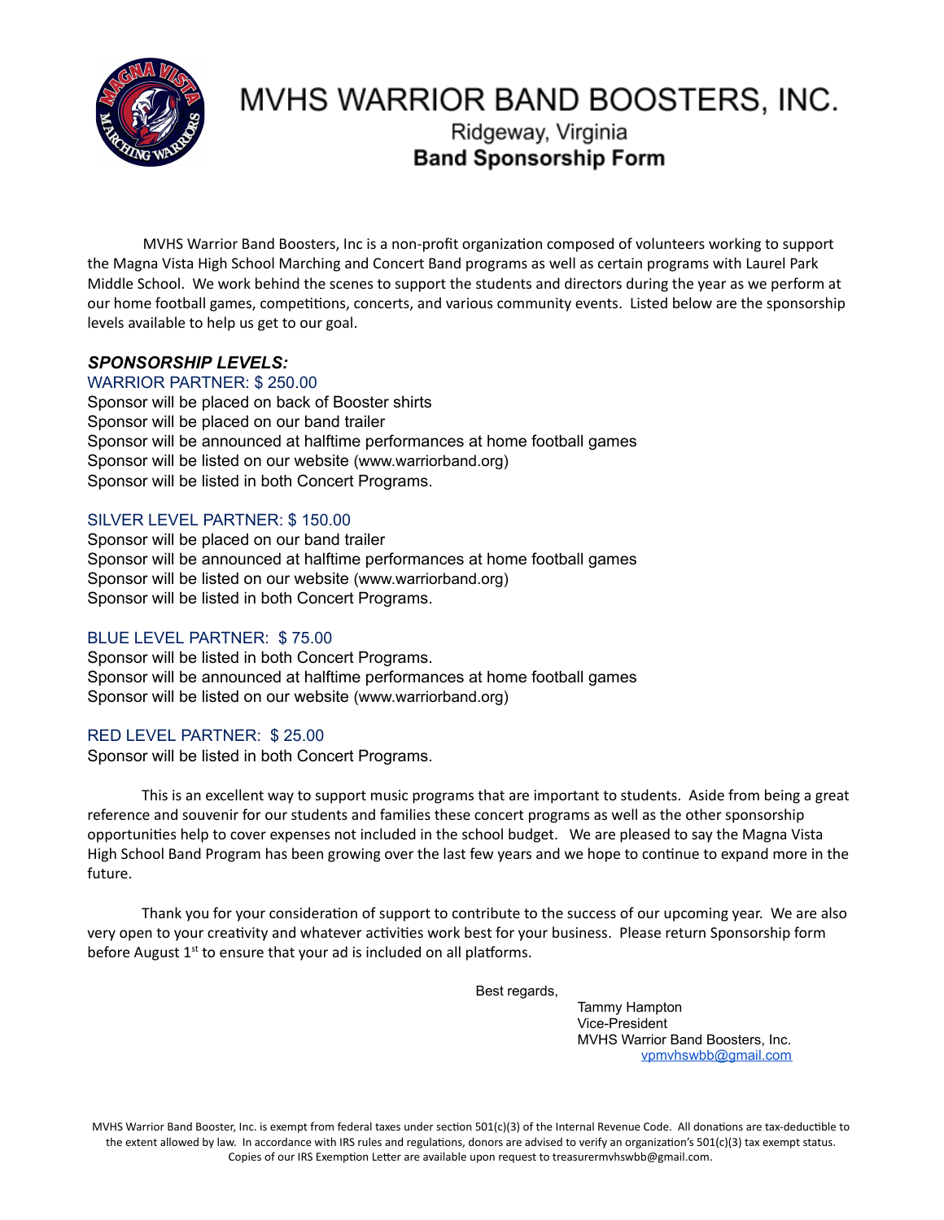# MVHS WARRIOR BAND BOOSTERS, INC.

## Ridgeway, Virginia

## Band Sponsorship Form

MVHS Warrior Band Boosters, Inc is a non-profit organization composed of volunteers working to support the Magna Vista High School Marching and Concert Band programs as well as certain programs with Laurel Park Middle School. We work behind the scenes to support the students and directors during the year as we perform at our home football games, competitions, concerts, and various community events. Listed below are the sponsorship levels available to help us get to our goal.

***SPONSORSHIP LEVELS:***

WARRIOR PARTNER: $ 250.00
Sponsor will be placed on back of Booster shirts
Sponsor will be placed on our band trailer
Sponsor will be announced at halftime performances at home football games
Sponsor will be listed on our website (www.warriorband.org)
Sponsor will be listed in both Concert Programs.

SILVER LEVEL PARTNER: $ 150.00
Sponsor will be placed on our band trailer
Sponsor will be announced at halftime performances at home football games
Sponsor will be listed on our website (www.warriorband.org)
Sponsor will be listed in both Concert Programs.

BLUE LEVEL PARTNER: $ 75.00
Sponsor will be listed in both Concert Programs.
Sponsor will be announced at halftime performances at home football games
Sponsor will be listed on our website (www.warriorband.org)

RED LEVEL PARTNER: $ 25.00
Sponsor will be listed in both Concert Programs.

This is an excellent way to support music programs that are important to students. Aside from being a great reference and souvenir for our students and families these concert programs as well as the other sponsorship opportunities help to cover expenses not included in the school budget. We are pleased to say the Magna Vista High School Band Program has been growing over the last few years and we hope to continue to expand more in the future.

Thank you for your consideration of support to contribute to the success of our upcoming year. We are also very open to your creativity and whatever activities work best for your business. Please return Sponsorship form before August 1st to ensure that your ad is included on all platforms.

Best regards,

Tammy Hampton
Vice-President
MVHS Warrior Band Boosters, Inc.
vpmvhswbb@gmail.com

MVHS Warrior Band Booster, Inc. is exempt from federal taxes under section 501(c)(3) of the Internal Revenue Code. All donations are tax-deductible to the extent allowed by law. In accordance with IRS rules and regulations, donors are advised to verify an organization's 501(c)(3) tax exempt status. Copies of our IRS Exemption Letter are available upon request to treasurermvhswbb@gmail.com.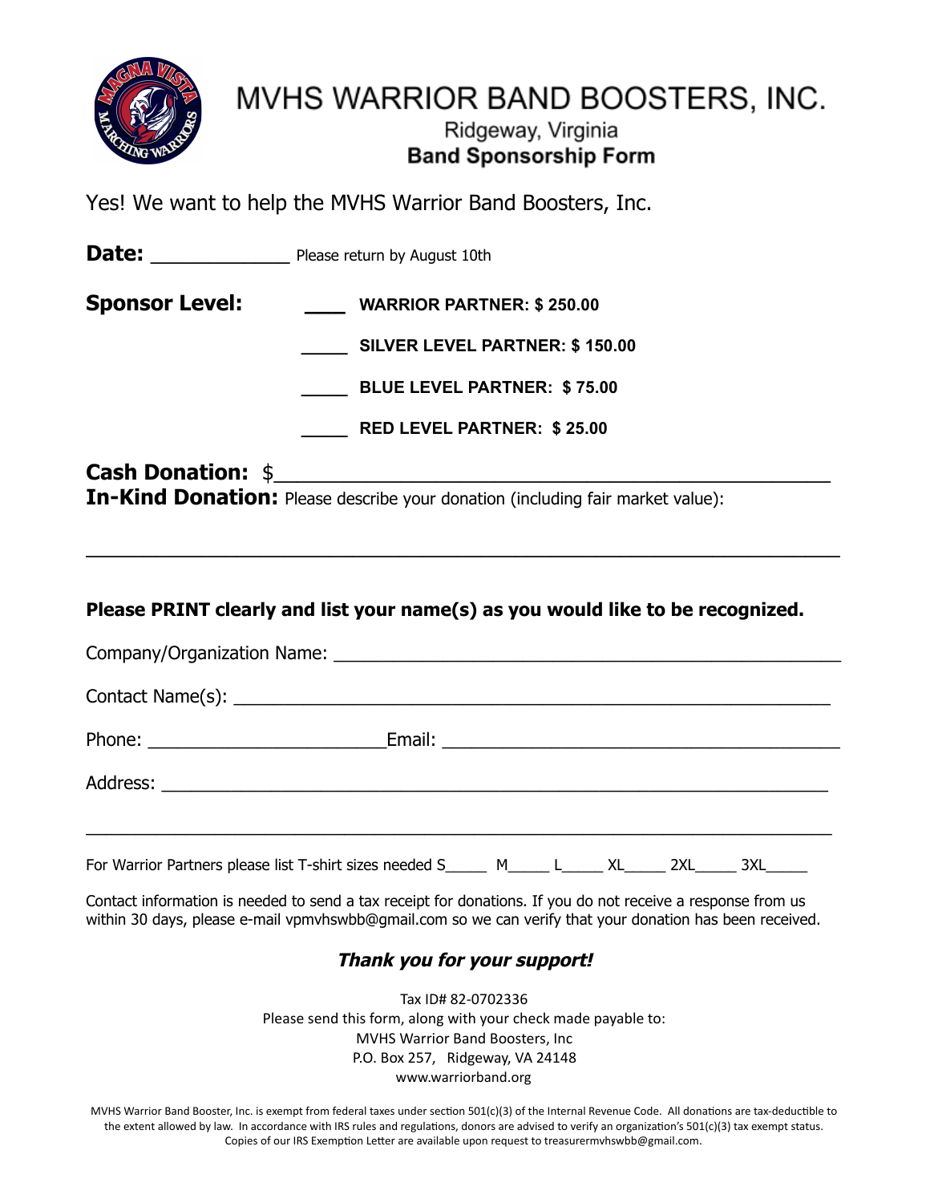# MVHS WARRIOR BAND BOOSTERS, INC.

Ridgeway, Virginia

**Band Sponsorship Form**

Yes! We want to help the MVHS Warrior Band Boosters, Inc.

**Date:** ______________ Please return by August 10th

**Sponsor Level:**

____ **WARRIOR PARTNER: $ 250.00**

_____ **SILVER LEVEL PARTNER: $ 150.00**

_____ **BLUE LEVEL PARTNER: $ 75.00**

_____ **RED LEVEL PARTNER: $ 25.00**

**Cash Donation:** $_______________________________________________

**In-Kind Donation:** Please describe your donation (including fair market value):

_______________________________________________________________________

**Please PRINT clearly and list your name(s) as you would like to be recognized.**

Company/Organization Name: ___________________________________________

Contact Name(s): _________________________________________________

Phone: ________________________Email: ___________________________________

Address: _______________________________________________________________

_______________________________________________________________________

For Warrior Partners please list T-shirt sizes needed S_____ M_____ L_____ XL_____ 2XL_____ 3XL_____

Contact information is needed to send a tax receipt for donations. If you do not receive a response from us within 30 days, please e-mail vpmvhswbb@gmail.com so we can verify that your donation has been received.

***Thank you for your support!***

Tax ID# 82-0702336

Please send this form, along with your check made payable to:

MVHS Warrior Band Boosters, Inc

P.O. Box 257, Ridgeway, VA 24148

www.warriorband.org

MVHS Warrior Band Booster, Inc. is exempt from federal taxes under section 501(c)(3) of the Internal Revenue Code. All donations are tax-deductible to the extent allowed by law. In accordance with IRS rules and regulations, donors are advised to verify an organization's 501(c)(3) tax exempt status. Copies of our IRS Exemption Letter are available upon request to treasurermvhswbb@gmail.com.